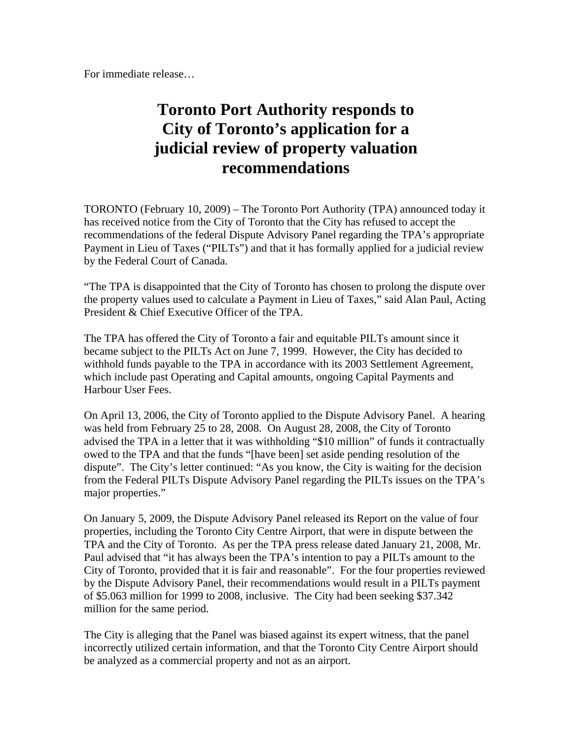For immediate release…

# Toronto Port Authority responds to City of Toronto's application for a judicial review of property valuation recommendations

TORONTO (February 10, 2009) – The Toronto Port Authority (TPA) announced today it has received notice from the City of Toronto that the City has refused to accept the recommendations of the federal Dispute Advisory Panel regarding the TPA's appropriate Payment in Lieu of Taxes ("PILTs") and that it has formally applied for a judicial review by the Federal Court of Canada.

"The TPA is disappointed that the City of Toronto has chosen to prolong the dispute over the property values used to calculate a Payment in Lieu of Taxes," said Alan Paul, Acting President & Chief Executive Officer of the TPA.

The TPA has offered the City of Toronto a fair and equitable PILTs amount since it became subject to the PILTs Act on June 7, 1999. However, the City has decided to withhold funds payable to the TPA in accordance with its 2003 Settlement Agreement, which include past Operating and Capital amounts, ongoing Capital Payments and Harbour User Fees.

On April 13, 2006, the City of Toronto applied to the Dispute Advisory Panel. A hearing was held from February 25 to 28, 2008. On August 28, 2008, the City of Toronto advised the TPA in a letter that it was withholding "$10 million" of funds it contractually owed to the TPA and that the funds "[have been] set aside pending resolution of the dispute". The City's letter continued: "As you know, the City is waiting for the decision from the Federal PILTs Dispute Advisory Panel regarding the PILTs issues on the TPA's major properties."

On January 5, 2009, the Dispute Advisory Panel released its Report on the value of four properties, including the Toronto City Centre Airport, that were in dispute between the TPA and the City of Toronto. As per the TPA press release dated January 21, 2008, Mr. Paul advised that "it has always been the TPA's intention to pay a PILTs amount to the City of Toronto, provided that it is fair and reasonable". For the four properties reviewed by the Dispute Advisory Panel, their recommendations would result in a PILTs payment of $5.063 million for 1999 to 2008, inclusive. The City had been seeking $37.342 million for the same period.

The City is alleging that the Panel was biased against its expert witness, that the panel incorrectly utilized certain information, and that the Toronto City Centre Airport should be analyzed as a commercial property and not as an airport.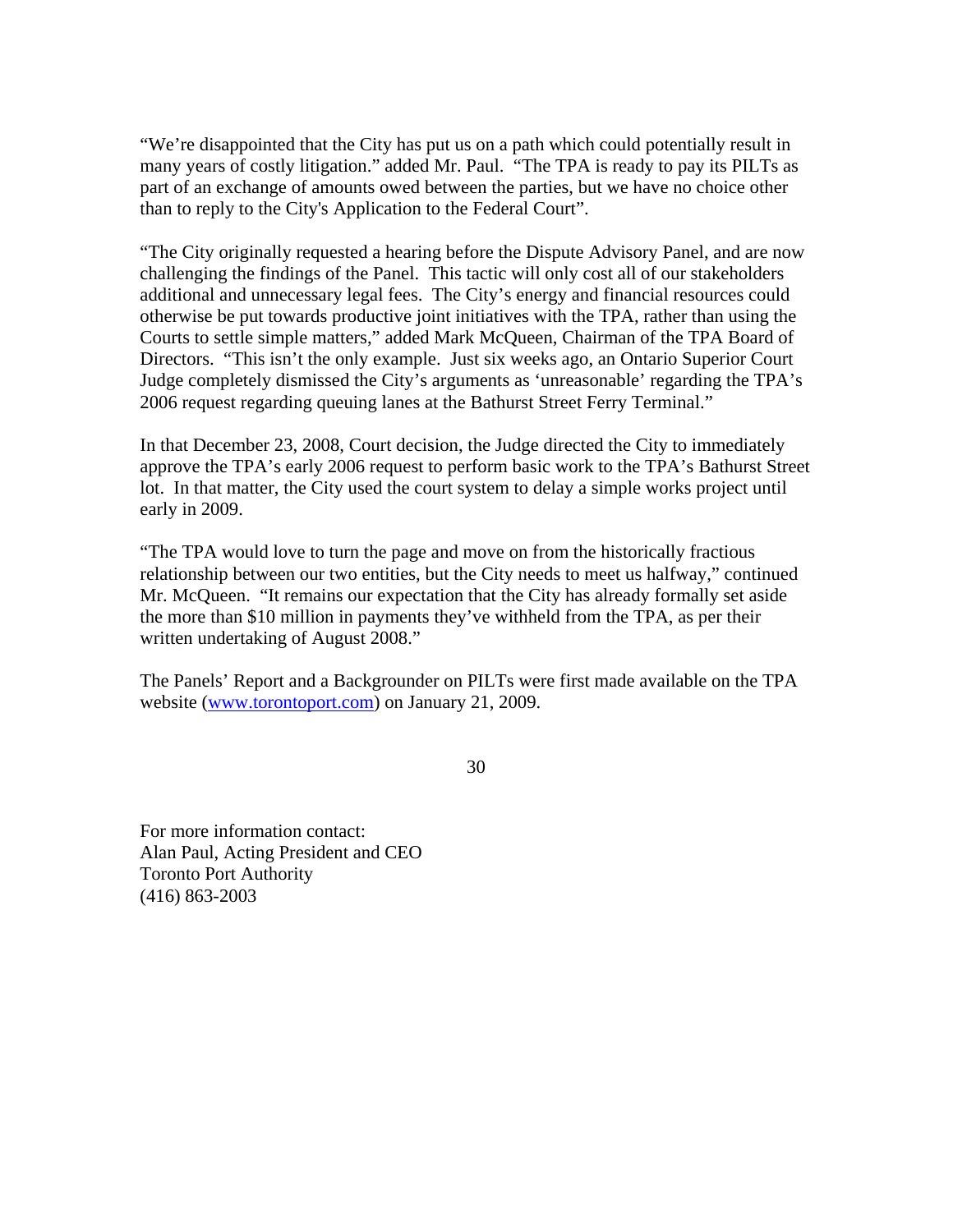"We're disappointed that the City has put us on a path which could potentially result in many years of costly litigation." added Mr. Paul. "The TPA is ready to pay its PILTs as part of an exchange of amounts owed between the parties, but we have no choice other than to reply to the City's Application to the Federal Court".

"The City originally requested a hearing before the Dispute Advisory Panel, and are now challenging the findings of the Panel. This tactic will only cost all of our stakeholders additional and unnecessary legal fees. The City's energy and financial resources could otherwise be put towards productive joint initiatives with the TPA, rather than using the Courts to settle simple matters," added Mark McQueen, Chairman of the TPA Board of Directors. "This isn't the only example. Just six weeks ago, an Ontario Superior Court Judge completely dismissed the City's arguments as 'unreasonable' regarding the TPA's 2006 request regarding queuing lanes at the Bathurst Street Ferry Terminal."

In that December 23, 2008, Court decision, the Judge directed the City to immediately approve the TPA's early 2006 request to perform basic work to the TPA's Bathurst Street lot. In that matter, the City used the court system to delay a simple works project until early in 2009.

"The TPA would love to turn the page and move on from the historically fractious relationship between our two entities, but the City needs to meet us halfway," continued Mr. McQueen. "It remains our expectation that the City has already formally set aside the more than $10 million in payments they've withheld from the TPA, as per their written undertaking of August 2008."

The Panels' Report and a Backgrounder on PILTs were first made available on the TPA website ([www.torontoport.com](www.torontoport.com)) on January 21, 2009.

30

For more information contact:
Alan Paul, Acting President and CEO
Toronto Port Authority
(416) 863-2003